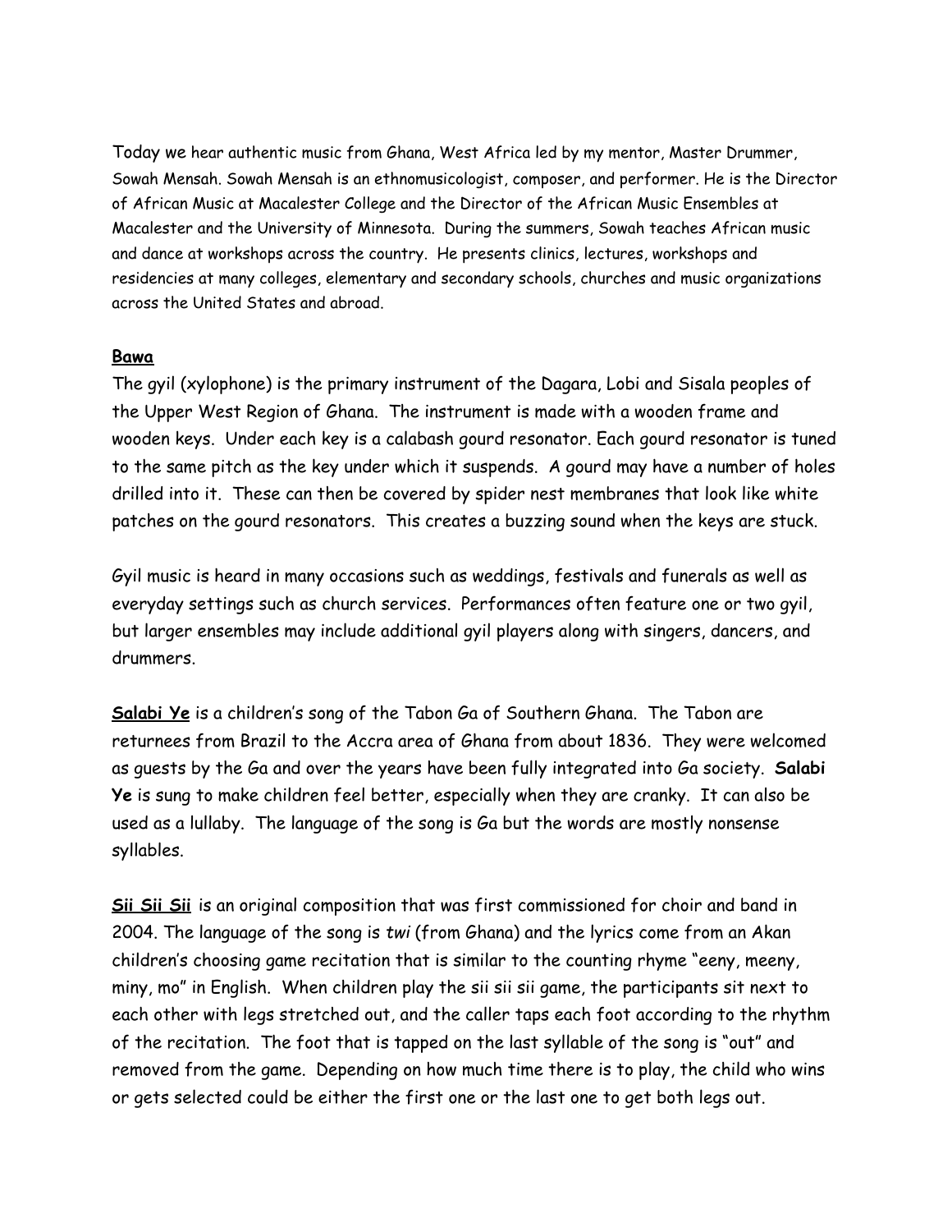Today we hear authentic music from Ghana, West Africa led by my mentor, Master Drummer, Sowah Mensah. Sowah Mensah is an ethnomusicologist, composer, and performer. He is the Director of African Music at Macalester College and the Director of the African Music Ensembles at Macalester and the University of Minnesota. During the summers, Sowah teaches African music and dance at workshops across the country. He presents clinics, lectures, workshops and residencies at many colleges, elementary and secondary schools, churches and music organizations across the United States and abroad.

**Bawa**

The gyil (xylophone) is the primary instrument of the Dagara, Lobi and Sisala peoples of the Upper West Region of Ghana. The instrument is made with a wooden frame and wooden keys. Under each key is a calabash gourd resonator. Each gourd resonator is tuned to the same pitch as the key under which it suspends. A gourd may have a number of holes drilled into it. These can then be covered by spider nest membranes that look like white patches on the gourd resonators. This creates a buzzing sound when the keys are stuck.

Gyil music is heard in many occasions such as weddings, festivals and funerals as well as everyday settings such as church services. Performances often feature one or two gyil, but larger ensembles may include additional gyil players along with singers, dancers, and drummers.

**Salabi Ye** is a children's song of the Tabon Ga of Southern Ghana. The Tabon are returnees from Brazil to the Accra area of Ghana from about 1836. They were welcomed as guests by the Ga and over the years have been fully integrated into Ga society. **Salabi Ye** is sung to make children feel better, especially when they are cranky. It can also be used as a lullaby. The language of the song is Ga but the words are mostly nonsense syllables.

**Sii Sii Sii** is an original composition that was first commissioned for choir and band in 2004. The language of the song is *twi* (from Ghana) and the lyrics come from an Akan children's choosing game recitation that is similar to the counting rhyme "eeny, meeny, miny, mo" in English. When children play the sii sii sii game, the participants sit next to each other with legs stretched out, and the caller taps each foot according to the rhythm of the recitation. The foot that is tapped on the last syllable of the song is "out" and removed from the game. Depending on how much time there is to play, the child who wins or gets selected could be either the first one or the last one to get both legs out.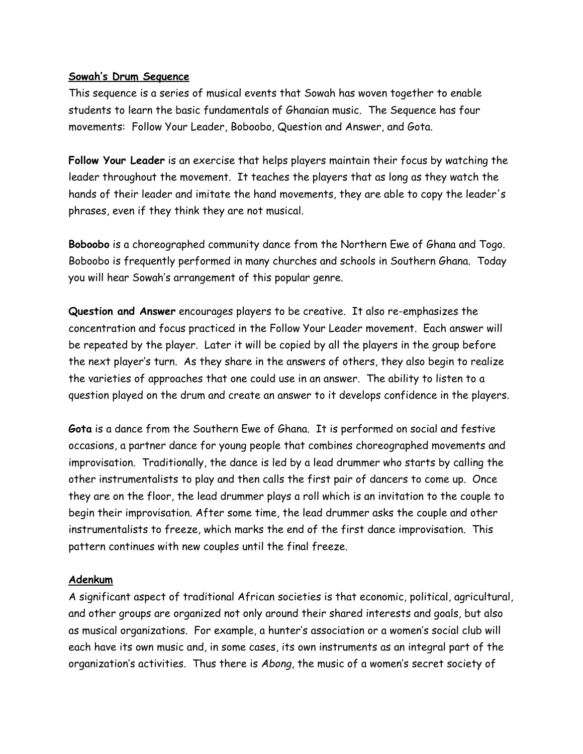## Sowah's Drum Sequence

This sequence is a series of musical events that Sowah has woven together to enable students to learn the basic fundamentals of Ghanaian music. The Sequence has four movements: Follow Your Leader, Boboobo, Question and Answer, and Gota.

**Follow Your Leader** is an exercise that helps players maintain their focus by watching the leader throughout the movement. It teaches the players that as long as they watch the hands of their leader and imitate the hand movements, they are able to copy the leader's phrases, even if they think they are not musical.

**Boboobo** is a choreographed community dance from the Northern Ewe of Ghana and Togo. Boboobo is frequently performed in many churches and schools in Southern Ghana. Today you will hear Sowah's arrangement of this popular genre.

**Question and Answer** encourages players to be creative. It also re-emphasizes the concentration and focus practiced in the Follow Your Leader movement. Each answer will be repeated by the player. Later it will be copied by all the players in the group before the next player's turn. As they share in the answers of others, they also begin to realize the varieties of approaches that one could use in an answer. The ability to listen to a question played on the drum and create an answer to it develops confidence in the players.

**Gota** is a dance from the Southern Ewe of Ghana. It is performed on social and festive occasions, a partner dance for young people that combines choreographed movements and improvisation. Traditionally, the dance is led by a lead drummer who starts by calling the other instrumentalists to play and then calls the first pair of dancers to come up. Once they are on the floor, the lead drummer plays a roll which is an invitation to the couple to begin their improvisation. After some time, the lead drummer asks the couple and other instrumentalists to freeze, which marks the end of the first dance improvisation. This pattern continues with new couples until the final freeze.

## Adenkum

A significant aspect of traditional African societies is that economic, political, agricultural, and other groups are organized not only around their shared interests and goals, but also as musical organizations. For example, a hunter's association or a women's social club will each have its own music and, in some cases, its own instruments as an integral part of the organization's activities. Thus there is *Abong*, the music of a women's secret society of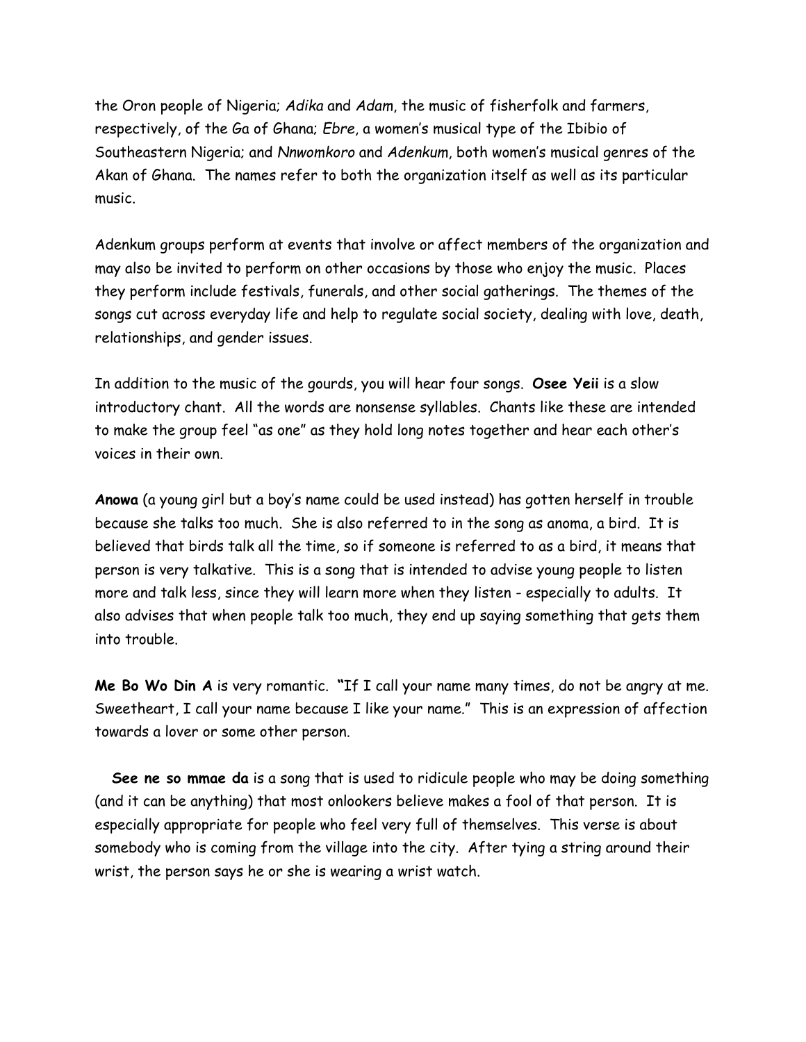the Oron people of Nigeria; *Adika* and *Adam*, the music of fisherfolk and farmers, respectively, of the Ga of Ghana; *Ebre*, a women's musical type of the Ibibio of Southeastern Nigeria; and *Nnwomkoro* and *Adenkum*, both women's musical genres of the Akan of Ghana. The names refer to both the organization itself as well as its particular music.

Adenkum groups perform at events that involve or affect members of the organization and may also be invited to perform on other occasions by those who enjoy the music. Places they perform include festivals, funerals, and other social gatherings. The themes of the songs cut across everyday life and help to regulate social society, dealing with love, death, relationships, and gender issues.

In addition to the music of the gourds, you will hear four songs. **Osee Yeii** is a slow introductory chant. All the words are nonsense syllables. Chants like these are intended to make the group feel "as one" as they hold long notes together and hear each other's voices in their own.

**Anowa** (a young girl but a boy's name could be used instead) has gotten herself in trouble because she talks too much. She is also referred to in the song as anoma, a bird. It is believed that birds talk all the time, so if someone is referred to as a bird, it means that person is very talkative. This is a song that is intended to advise young people to listen more and talk less, since they will learn more when they listen - especially to adults. It also advises that when people talk too much, they end up saying something that gets them into trouble.

**Me Bo Wo Din A** is very romantic. **"**If I call your name many times, do not be angry at me. Sweetheart, I call your name because I like your name." This is an expression of affection towards a lover or some other person.

**See ne so mmae da** is a song that is used to ridicule people who may be doing something (and it can be anything) that most onlookers believe makes a fool of that person. It is especially appropriate for people who feel very full of themselves. This verse is about somebody who is coming from the village into the city. After tying a string around their wrist, the person says he or she is wearing a wrist watch.